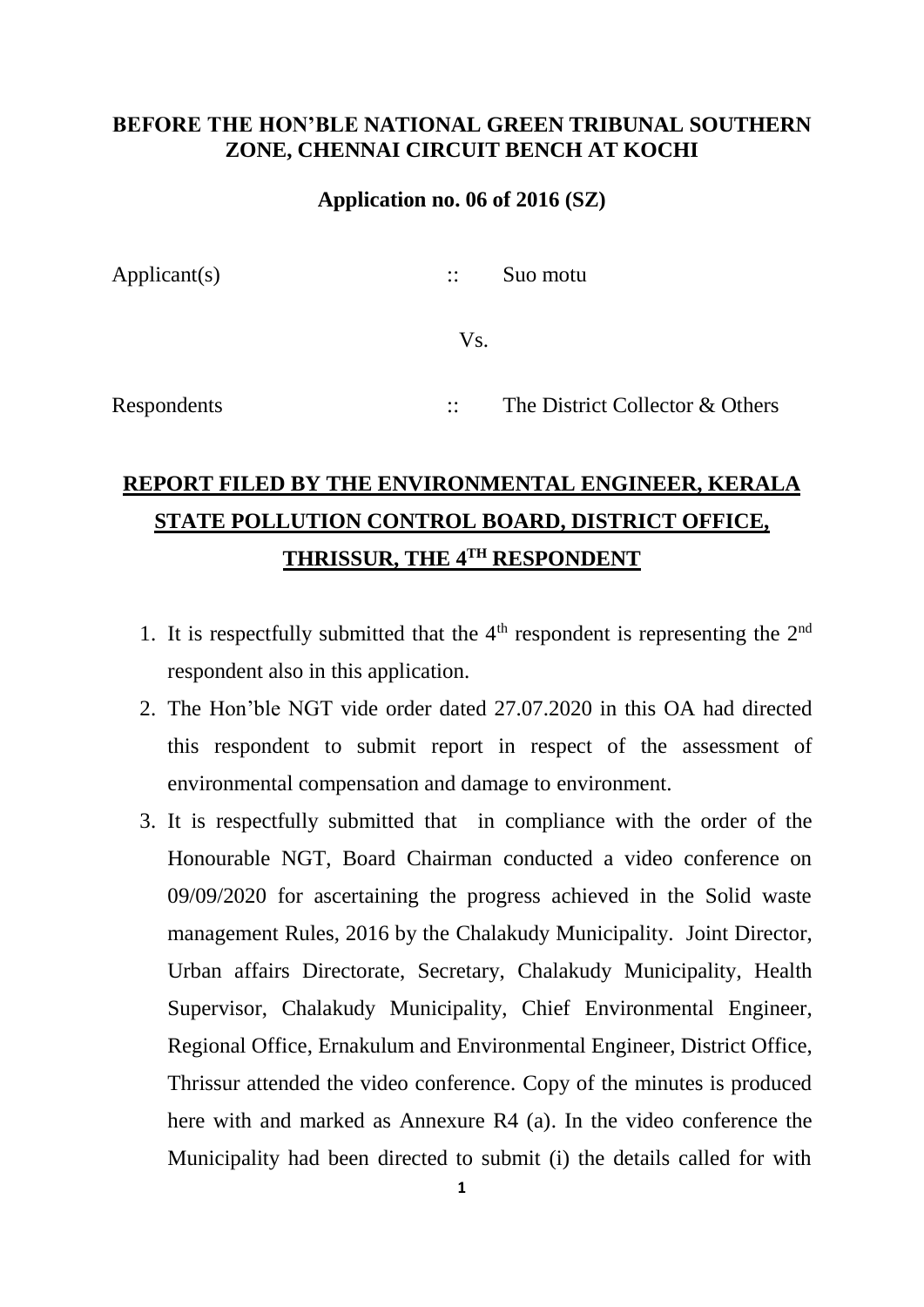**BEFORE THE HON'BLE NATIONAL GREEN TRIBUNAL SOUTHERN ZONE, CHENNAI CIRCUIT BENCH AT KOCHI**

**Application no. 06 of 2016 (SZ)**

Applicant(s) :: Suo motu

Vs.

Respondents :: The District Collector & Others

## REPORT FILED BY THE ENVIRONMENTAL ENGINEER, KERALA STATE POLLUTION CONTROL BOARD, DISTRICT OFFICE, THRISSUR, THE 4TH RESPONDENT

1. It is respectfully submitted that the 4th respondent is representing the 2nd respondent also in this application.
2. The Hon'ble NGT vide order dated 27.07.2020 in this OA had directed this respondent to submit report in respect of the assessment of environmental compensation and damage to environment.
3. It is respectfully submitted that in compliance with the order of the Honourable NGT, Board Chairman conducted a video conference on 09/09/2020 for ascertaining the progress achieved in the Solid waste management Rules, 2016 by the Chalakudy Municipality. Joint Director, Urban affairs Directorate, Secretary, Chalakudy Municipality, Health Supervisor, Chalakudy Municipality, Chief Environmental Engineer, Regional Office, Ernakulum and Environmental Engineer, District Office, Thrissur attended the video conference. Copy of the minutes is produced here with and marked as Annexure R4 (a). In the video conference the Municipality had been directed to submit (i) the details called for with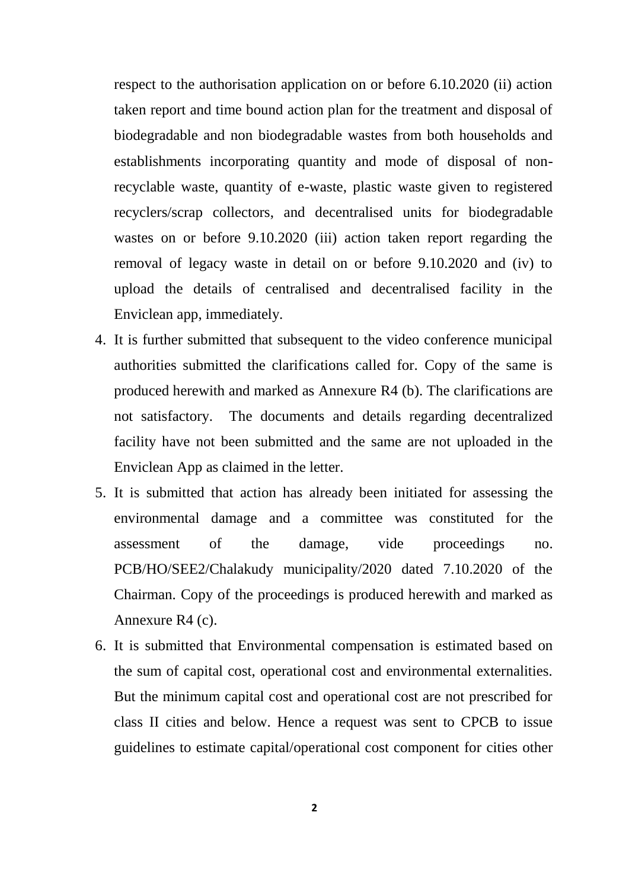respect to the authorisation application on or before 6.10.2020 (ii) action taken report and time bound action plan for the treatment and disposal of biodegradable and non biodegradable wastes from both households and establishments incorporating quantity and mode of disposal of non-recyclable waste, quantity of e-waste, plastic waste given to registered recyclers/scrap collectors, and decentralised units for biodegradable wastes on or before 9.10.2020 (iii) action taken report regarding the removal of legacy waste in detail on or before 9.10.2020 and (iv) to upload the details of centralised and decentralised facility in the Enviclean app, immediately.

4. It is further submitted that subsequent to the video conference municipal authorities submitted the clarifications called for. Copy of the same is produced herewith and marked as Annexure R4 (b). The clarifications are not satisfactory. The documents and details regarding decentralized facility have not been submitted and the same are not uploaded in the Enviclean App as claimed in the letter.
5. It is submitted that action has already been initiated for assessing the environmental damage and a committee was constituted for the assessment of the damage, vide proceedings no. PCB/HO/SEE2/Chalakudy municipality/2020 dated 7.10.2020 of the Chairman. Copy of the proceedings is produced herewith and marked as Annexure R4 (c).
6. It is submitted that Environmental compensation is estimated based on the sum of capital cost, operational cost and environmental externalities. But the minimum capital cost and operational cost are not prescribed for class II cities and below. Hence a request was sent to CPCB to issue guidelines to estimate capital/operational cost component for cities other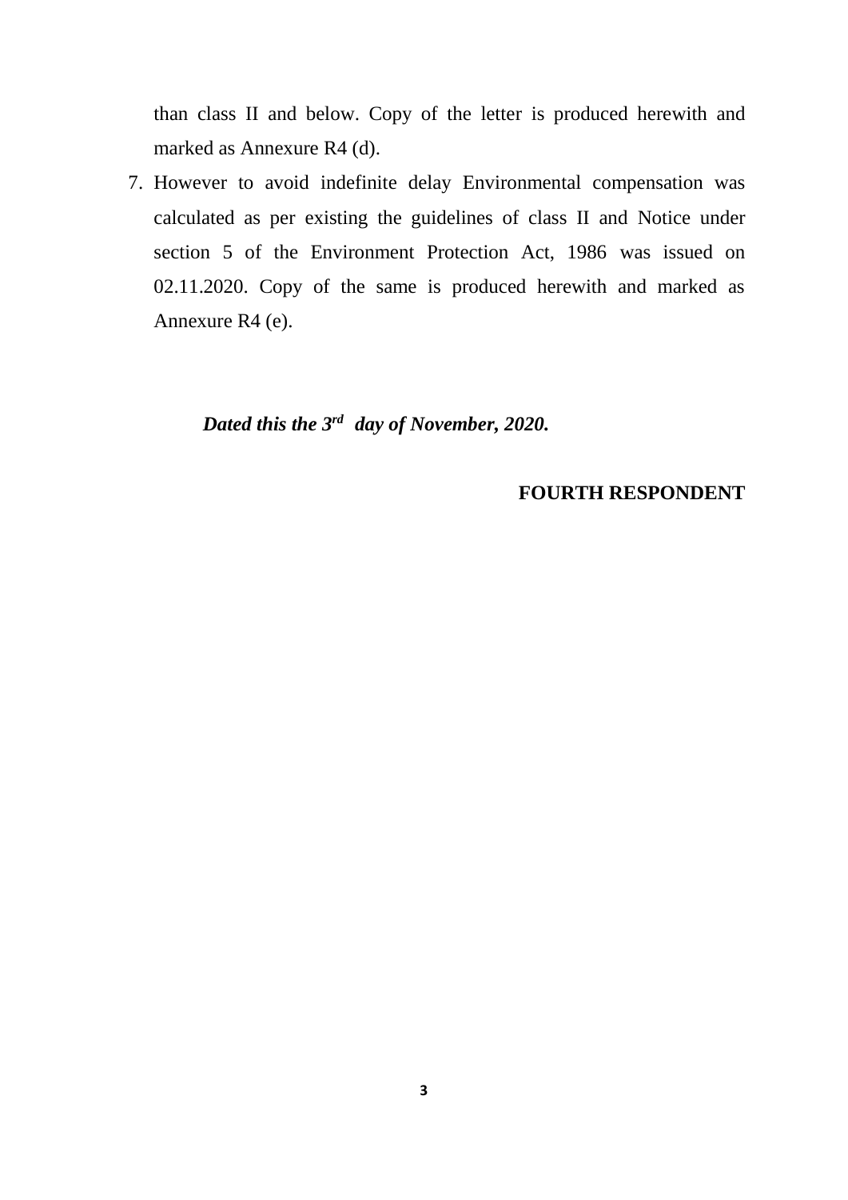than class II and below. Copy of the letter is produced herewith and marked as Annexure R4 (d).

7. However to avoid indefinite delay Environmental compensation was calculated as per existing the guidelines of class II and Notice under section 5 of the Environment Protection Act, 1986 was issued on 02.11.2020. Copy of the same is produced herewith and marked as Annexure R4 (e).

***Dated this the 3rd day of November, 2020.***

**FOURTH RESPONDENT**